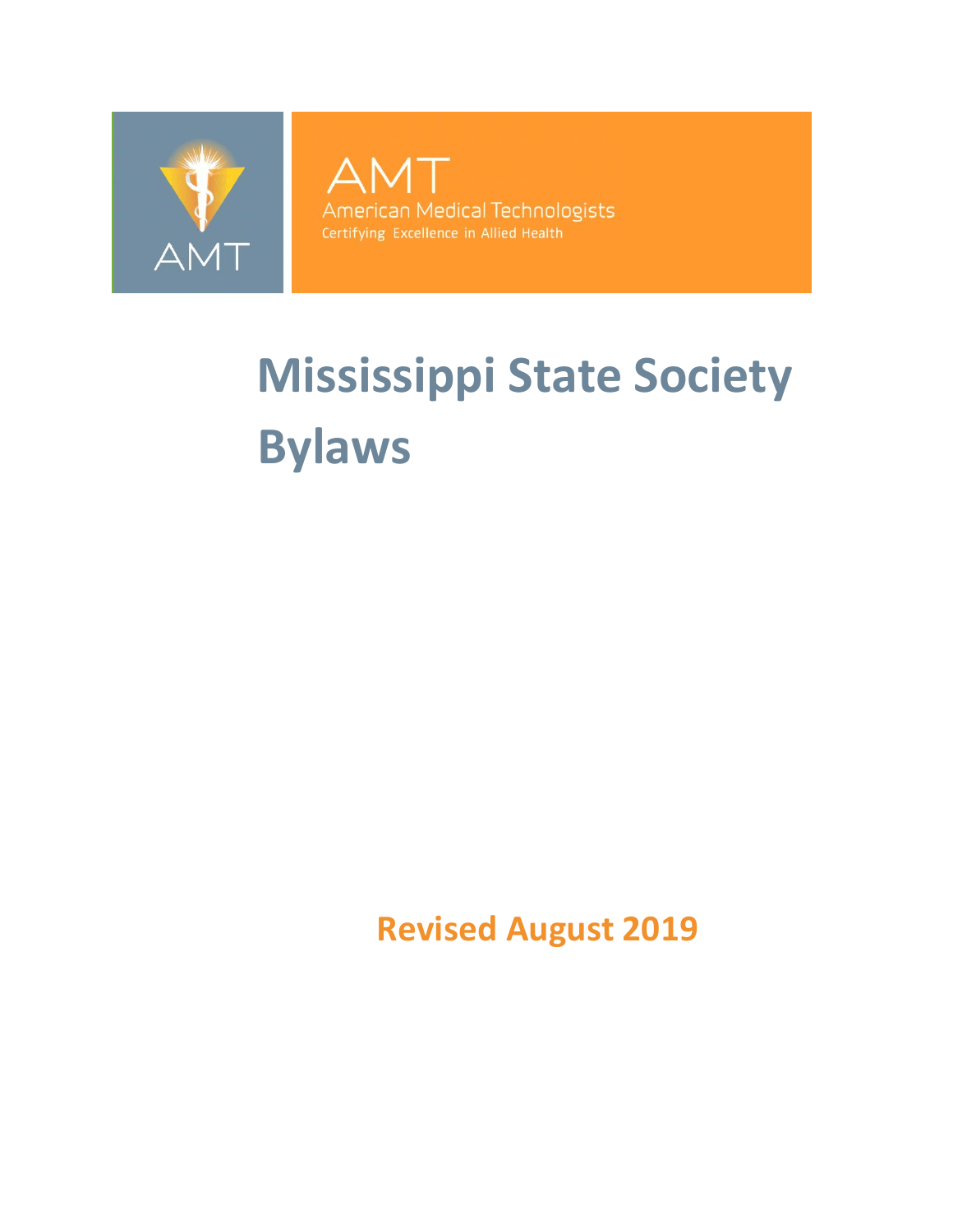AMT

American Medical Technologists

Certifying Excellence in Allied Health

# Mississippi State Society Bylaws

**Revised August 2019**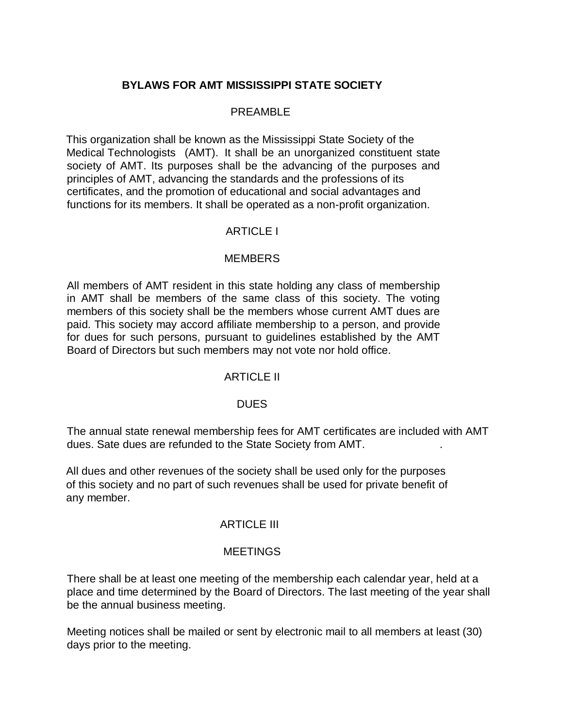# BYLAWS FOR AMT MISSISSIPPI STATE SOCIETY

## PREAMBLE

This organization shall be known as the Mississippi State Society of the Medical Technologists (AMT). It shall be an unorganized constituent state society of AMT. Its purposes shall be the advancing of the purposes and principles of AMT, advancing the standards and the professions of its certificates, and the promotion of educational and social advantages and functions for its members. It shall be operated as a non-profit organization.

## ARTICLE I

## MEMBERS

All members of AMT resident in this state holding any class of membership in AMT shall be members of the same class of this society. The voting members of this society shall be the members whose current AMT dues are paid. This society may accord affiliate membership to a person, and provide for dues for such persons, pursuant to guidelines established by the AMT Board of Directors but such members may not vote nor hold office.

## ARTICLE II

## DUES

The annual state renewal membership fees for AMT certificates are included with AMT dues. Sate dues are refunded to the State Society from AMT.

All dues and other revenues of the society shall be used only for the purposes of this society and no part of such revenues shall be used for private benefit of any member.

## ARTICLE III

## MEETINGS

There shall be at least one meeting of the membership each calendar year, held at a place and time determined by the Board of Directors. The last meeting of the year shall be the annual business meeting.

Meeting notices shall be mailed or sent by electronic mail to all members at least (30) days prior to the meeting.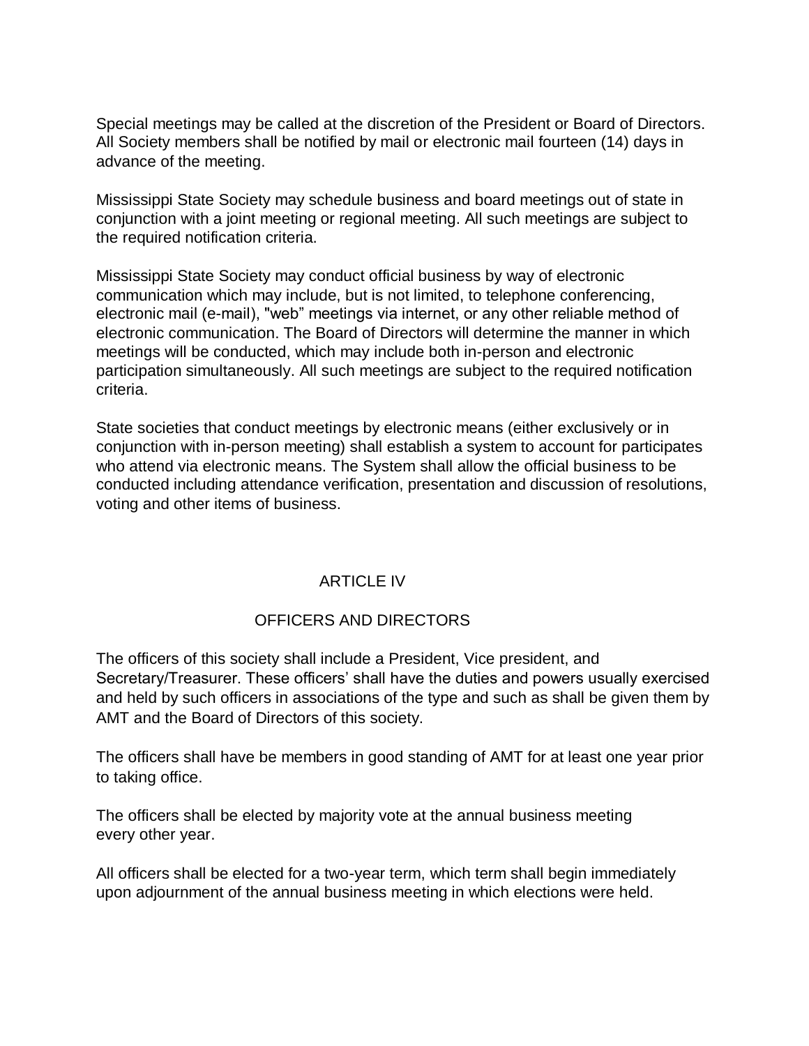Special meetings may be called at the discretion of the President or Board of Directors. All Society members shall be notified by mail or electronic mail fourteen (14) days in advance of the meeting.

Mississippi State Society may schedule business and board meetings out of state in conjunction with a joint meeting or regional meeting. All such meetings are subject to the required notification criteria.

Mississippi State Society may conduct official business by way of electronic communication which may include, but is not limited, to telephone conferencing, electronic mail (e-mail), "web" meetings via internet, or any other reliable method of electronic communication. The Board of Directors will determine the manner in which meetings will be conducted, which may include both in-person and electronic participation simultaneously. All such meetings are subject to the required notification criteria.

State societies that conduct meetings by electronic means (either exclusively or in conjunction with in-person meeting) shall establish a system to account for participates who attend via electronic means. The System shall allow the official business to be conducted including attendance verification, presentation and discussion of resolutions, voting and other items of business.

## ARTICLE IV

## OFFICERS AND DIRECTORS

The officers of this society shall include a President, Vice president, and Secretary/Treasurer. These officers' shall have the duties and powers usually exercised and held by such officers in associations of the type and such as shall be given them by AMT and the Board of Directors of this society.

The officers shall have be members in good standing of AMT for at least one year prior to taking office.

The officers shall be elected by majority vote at the annual business meeting every other year.

All officers shall be elected for a two-year term, which term shall begin immediately upon adjournment of the annual business meeting in which elections were held.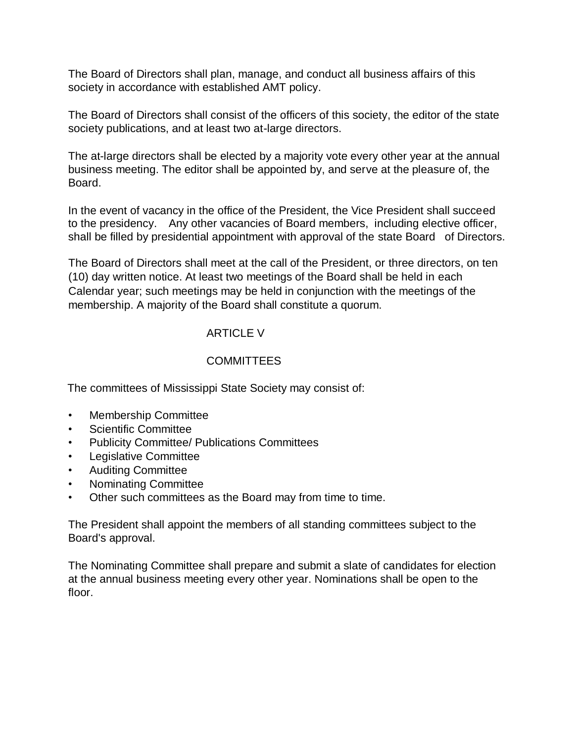The Board of Directors shall plan, manage, and conduct all business affairs of this society in accordance with established AMT policy.

The Board of Directors shall consist of the officers of this society, the editor of the state society publications, and at least two at-large directors.

The at-large directors shall be elected by a majority vote every other year at the annual business meeting. The editor shall be appointed by, and serve at the pleasure of, the Board.

In the event of vacancy in the office of the President, the Vice President shall succeed to the presidency. Any other vacancies of Board members, including elective officer, shall be filled by presidential appointment with approval of the state Board of Directors.

The Board of Directors shall meet at the call of the President, or three directors, on ten (10) day written notice. At least two meetings of the Board shall be held in each Calendar year; such meetings may be held in conjunction with the meetings of the membership. A majority of the Board shall constitute a quorum.

## ARTICLE V

## COMMITTEES

The committees of Mississippi State Society may consist of:

- Membership Committee
- Scientific Committee
- Publicity Committee/ Publications Committees
- Legislative Committee
- Auditing Committee
- Nominating Committee
- Other such committees as the Board may from time to time.

The President shall appoint the members of all standing committees subject to the Board's approval.

The Nominating Committee shall prepare and submit a slate of candidates for election at the annual business meeting every other year. Nominations shall be open to the floor.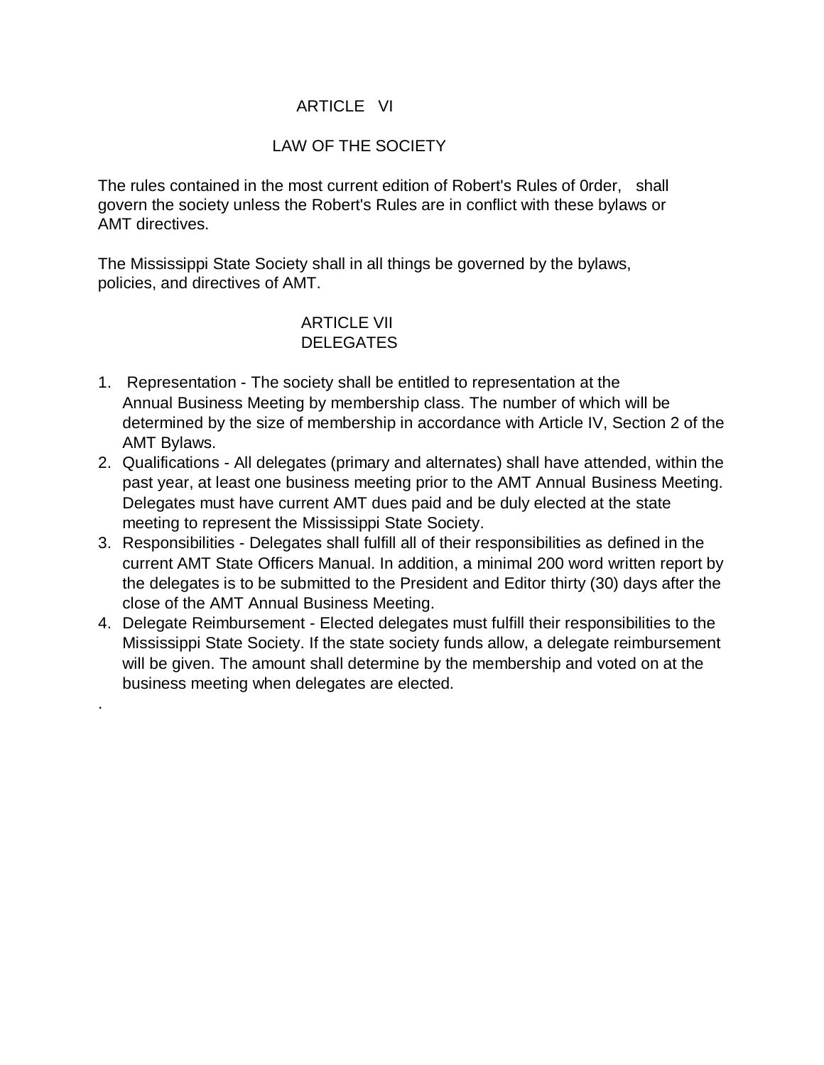## ARTICLE VI

## LAW OF THE SOCIETY

The rules contained in the most current edition of Robert's Rules of 0rder, shall govern the society unless the Robert's Rules are in conflict with these bylaws or AMT directives.

The Mississippi State Society shall in all things be governed by the bylaws, policies, and directives of AMT.

## ARTICLE VII
## DELEGATES

1. Representation - The society shall be entitled to representation at the Annual Business Meeting by membership class. The number of which will be determined by the size of membership in accordance with Article IV, Section 2 of the AMT Bylaws.
2. Qualifications - All delegates (primary and alternates) shall have attended, within the past year, at least one business meeting prior to the AMT Annual Business Meeting. Delegates must have current AMT dues paid and be duly elected at the state meeting to represent the Mississippi State Society.
3. Responsibilities - Delegates shall fulfill all of their responsibilities as defined in the current AMT State Officers Manual. In addition, a minimal 200 word written report by the delegates is to be submitted to the President and Editor thirty (30) days after the close of the AMT Annual Business Meeting.
4. Delegate Reimbursement - Elected delegates must fulfill their responsibilities to the Mississippi State Society. If the state society funds allow, a delegate reimbursement will be given. The amount shall determine by the membership and voted on at the business meeting when delegates are elected.

.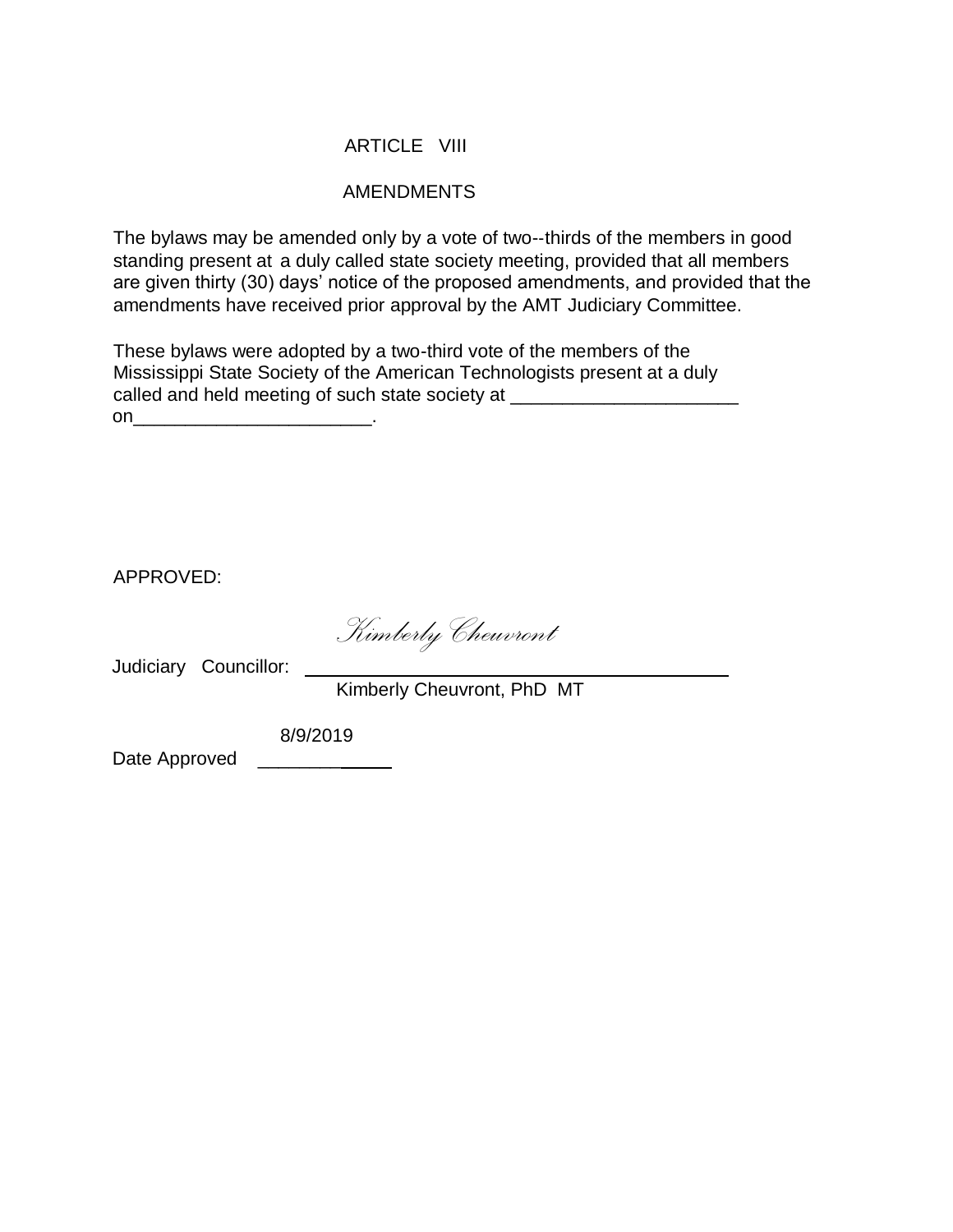## ARTICLE VIII

## AMENDMENTS

The bylaws may be amended only by a vote of two--thirds of the members in good standing present at a duly called state society meeting, provided that all members are given thirty (30) days' notice of the proposed amendments, and provided that the amendments have received prior approval by the AMT Judiciary Committee.

These bylaws were adopted by a two-third vote of the members of the Mississippi State Society of the American Technologists present at a duly called and held meeting of such state society at ______________________ on_______________________.

APPROVED:

*Kimberly Cheuvront*

Judiciary Councillor: ________________________________________

Kimberly Cheuvront, PhD MT

Date Approved 8/9/2019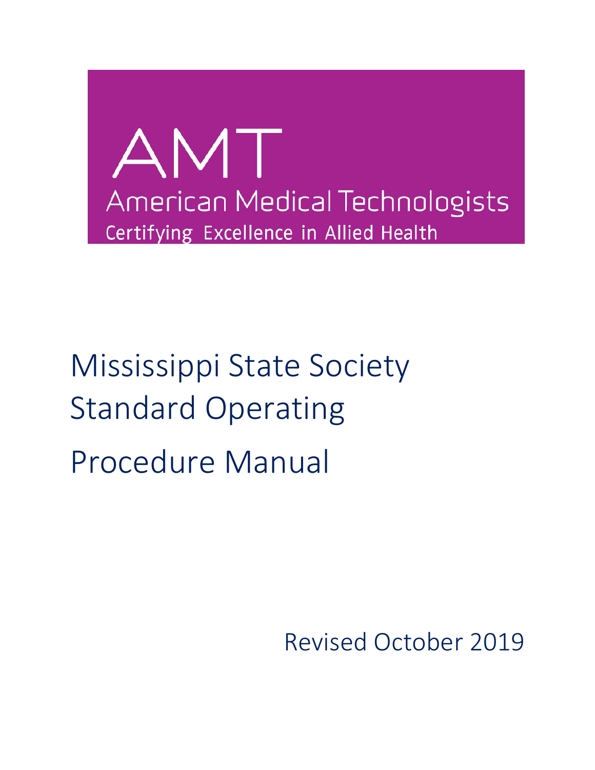AMT

American Medical Technologists

Certifying Excellence in Allied Health

# Mississippi State Society Standard Operating Procedure Manual

Revised October 2019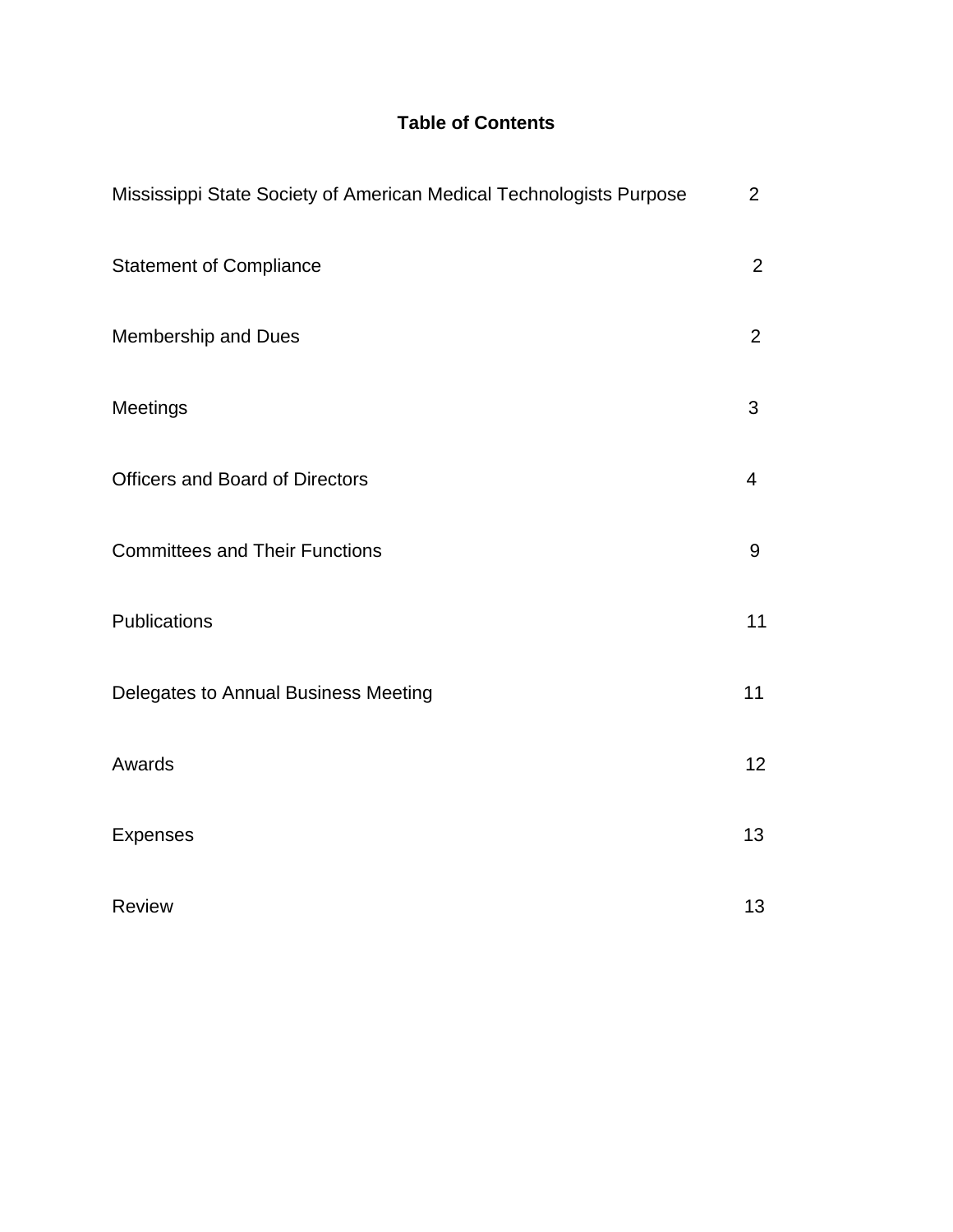# Table of Contents

| Section | Page |
|---|---|
| Mississippi State Society of American Medical Technologists Purpose | 2 |
| Statement of Compliance | 2 |
| Membership and Dues | 2 |
| Meetings | 3 |
| Officers and Board of Directors | 4 |
| Committees and Their Functions | 9 |
| Publications | 11 |
| Delegates to Annual Business Meeting | 11 |
| Awards | 12 |
| Expenses | 13 |
| Review | 13 |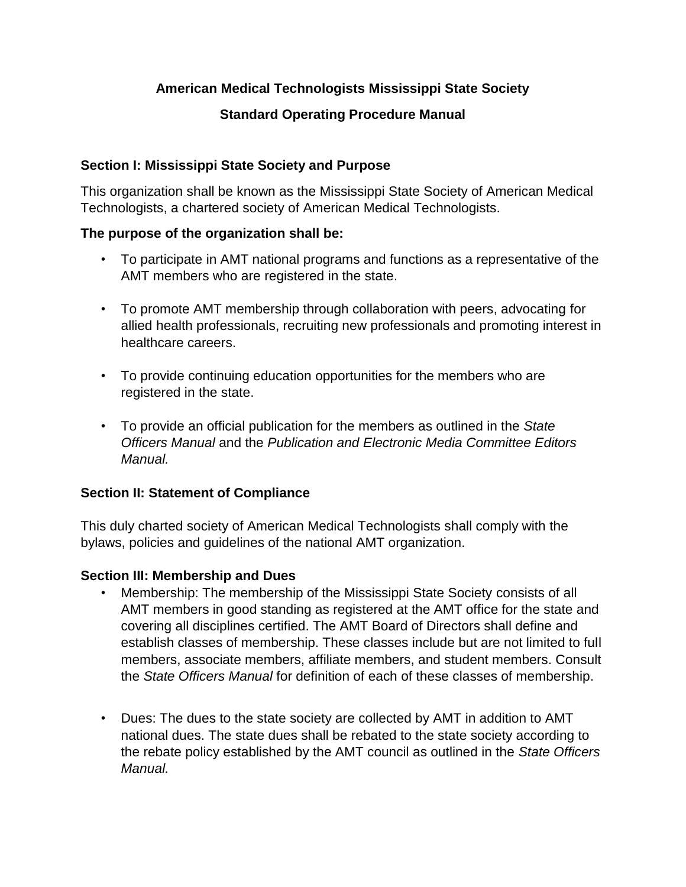**American Medical Technologists Mississippi State Society**

**Standard Operating Procedure Manual**

### Section I: Mississippi State Society and Purpose

This organization shall be known as the Mississippi State Society of American Medical Technologists, a chartered society of American Medical Technologists.

**The purpose of the organization shall be:**

- To participate in AMT national programs and functions as a representative of the AMT members who are registered in the state.
- To promote AMT membership through collaboration with peers, advocating for allied health professionals, recruiting new professionals and promoting interest in healthcare careers.
- To provide continuing education opportunities for the members who are registered in the state.
- To provide an official publication for the members as outlined in the *State Officers Manual* and the *Publication and Electronic Media Committee Editors Manual.*

### Section II: Statement of Compliance

This duly charted society of American Medical Technologists shall comply with the bylaws, policies and guidelines of the national AMT organization.

### Section III: Membership and Dues

- Membership: The membership of the Mississippi State Society consists of all AMT members in good standing as registered at the AMT office for the state and covering all disciplines certified. The AMT Board of Directors shall define and establish classes of membership. These classes include but are not limited to full members, associate members, affiliate members, and student members. Consult the *State Officers Manual* for definition of each of these classes of membership.
- Dues: The dues to the state society are collected by AMT in addition to AMT national dues. The state dues shall be rebated to the state society according to the rebate policy established by the AMT council as outlined in the *State Officers Manual.*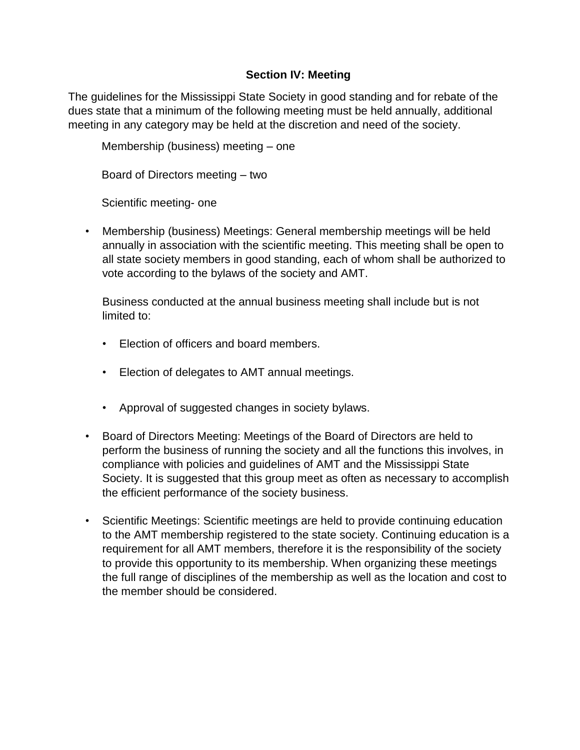## Section IV: Meeting

The guidelines for the Mississippi State Society in good standing and for rebate of the dues state that a minimum of the following meeting must be held annually, additional meeting in any category may be held at the discretion and need of the society.

Membership (business) meeting – one

Board of Directors meeting – two

Scientific meeting- one

- Membership (business) Meetings: General membership meetings will be held annually in association with the scientific meeting. This meeting shall be open to all state society members in good standing, each of whom shall be authorized to vote according to the bylaws of the society and AMT.

  Business conducted at the annual business meeting shall include but is not limited to:

  - Election of officers and board members.
  - Election of delegates to AMT annual meetings.
  - Approval of suggested changes in society bylaws.

- Board of Directors Meeting: Meetings of the Board of Directors are held to perform the business of running the society and all the functions this involves, in compliance with policies and guidelines of AMT and the Mississippi State Society. It is suggested that this group meet as often as necessary to accomplish the efficient performance of the society business.

- Scientific Meetings: Scientific meetings are held to provide continuing education to the AMT membership registered to the state society. Continuing education is a requirement for all AMT members, therefore it is the responsibility of the society to provide this opportunity to its membership. When organizing these meetings the full range of disciplines of the membership as well as the location and cost to the member should be considered.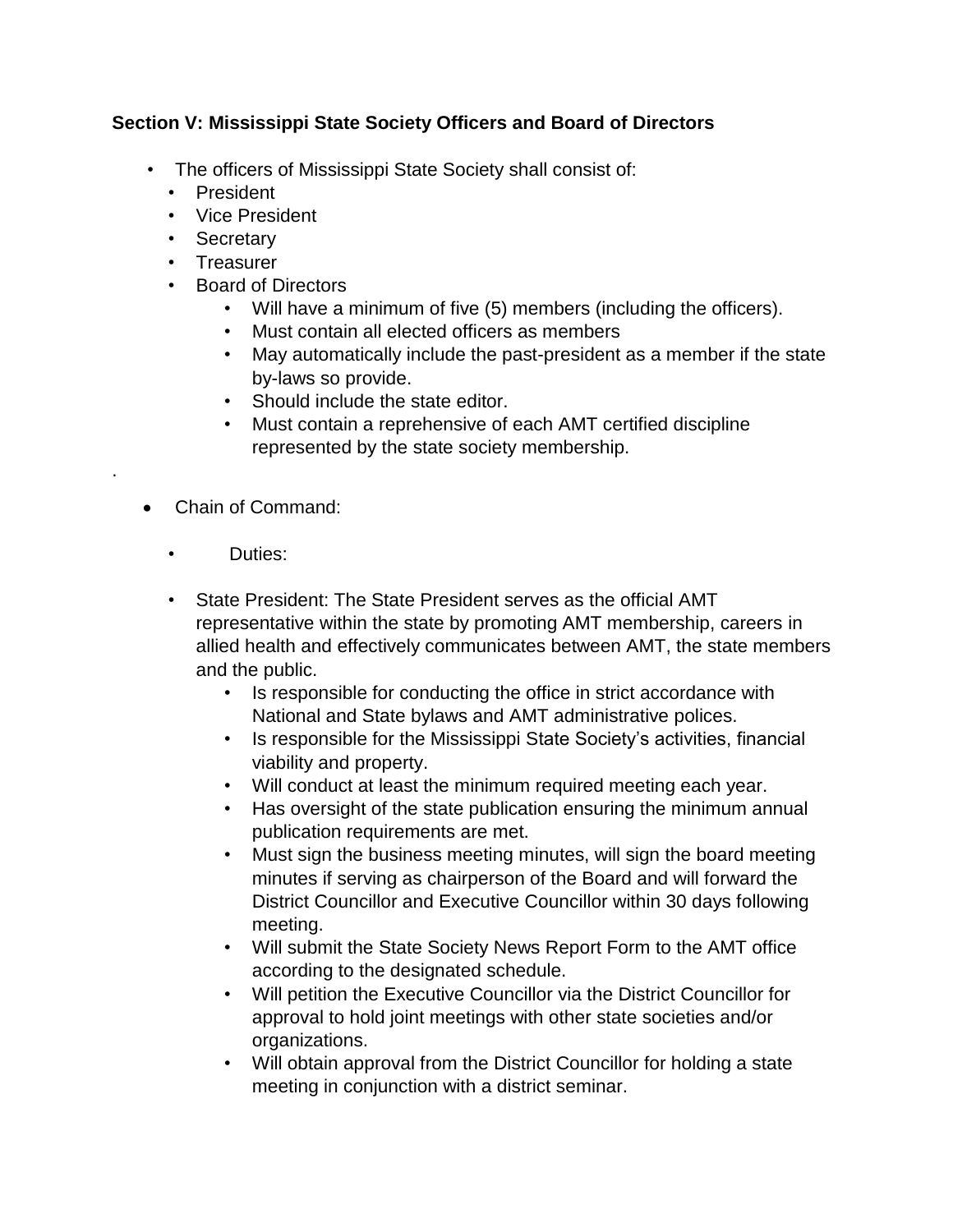**Section V: Mississippi State Society Officers and Board of Directors**

- The officers of Mississippi State Society shall consist of:
  - President
  - Vice President
  - Secretary
  - Treasurer
  - Board of Directors
    - Will have a minimum of five (5) members (including the officers).
    - Must contain all elected officers as members
    - May automatically include the past-president as a member if the state by-laws so provide.
    - Should include the state editor.
    - Must contain a reprehensive of each AMT certified discipline represented by the state society membership.

.

- Chain of Command:
  - Duties:
  - State President: The State President serves as the official AMT representative within the state by promoting AMT membership, careers in allied health and effectively communicates between AMT, the state members and the public.
    - Is responsible for conducting the office in strict accordance with National and State bylaws and AMT administrative polices.
    - Is responsible for the Mississippi State Society's activities, financial viability and property.
    - Will conduct at least the minimum required meeting each year.
    - Has oversight of the state publication ensuring the minimum annual publication requirements are met.
    - Must sign the business meeting minutes, will sign the board meeting minutes if serving as chairperson of the Board and will forward the District Councillor and Executive Councillor within 30 days following meeting.
    - Will submit the State Society News Report Form to the AMT office according to the designated schedule.
    - Will petition the Executive Councillor via the District Councillor for approval to hold joint meetings with other state societies and/or organizations.
    - Will obtain approval from the District Councillor for holding a state meeting in conjunction with a district seminar.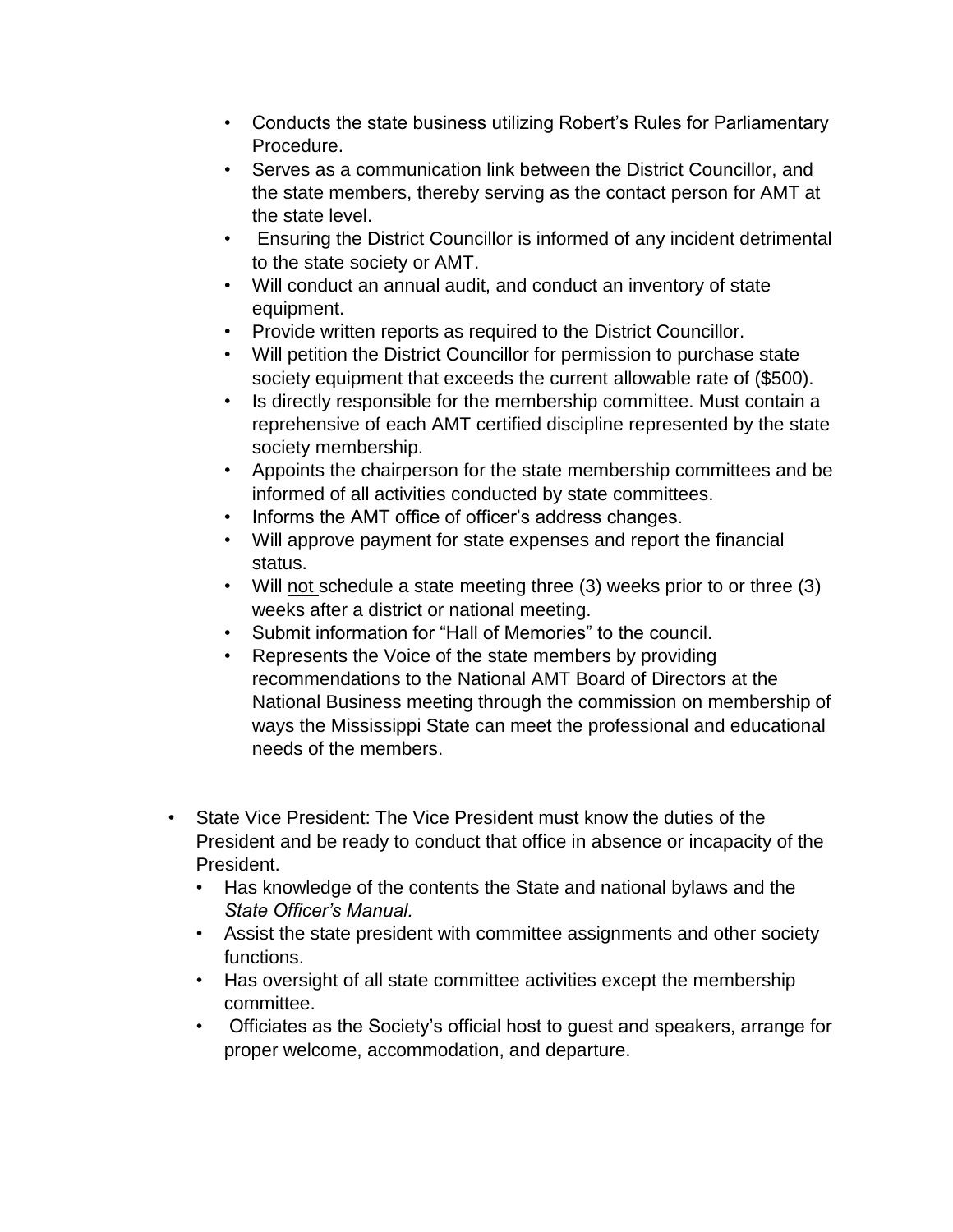- Conducts the state business utilizing Robert's Rules for Parliamentary Procedure.
- Serves as a communication link between the District Councillor, and the state members, thereby serving as the contact person for AMT at the state level.
- Ensuring the District Councillor is informed of any incident detrimental to the state society or AMT.
- Will conduct an annual audit, and conduct an inventory of state equipment.
- Provide written reports as required to the District Councillor.
- Will petition the District Councillor for permission to purchase state society equipment that exceeds the current allowable rate of ($500).
- Is directly responsible for the membership committee. Must contain a reprehensive of each AMT certified discipline represented by the state society membership.
- Appoints the chairperson for the state membership committees and be informed of all activities conducted by state committees.
- Informs the AMT office of officer's address changes.
- Will approve payment for state expenses and report the financial status.
- Will <u>not</u> schedule a state meeting three (3) weeks prior to or three (3) weeks after a district or national meeting.
- Submit information for "Hall of Memories" to the council.
- Represents the Voice of the state members by providing recommendations to the National AMT Board of Directors at the National Business meeting through the commission on membership of ways the Mississippi State can meet the professional and educational needs of the members.

- State Vice President: The Vice President must know the duties of the President and be ready to conduct that office in absence or incapacity of the President.
  - Has knowledge of the contents the State and national bylaws and the *State Officer's Manual.*
  - Assist the state president with committee assignments and other society functions.
  - Has oversight of all state committee activities except the membership committee.
  - Officiates as the Society's official host to guest and speakers, arrange for proper welcome, accommodation, and departure.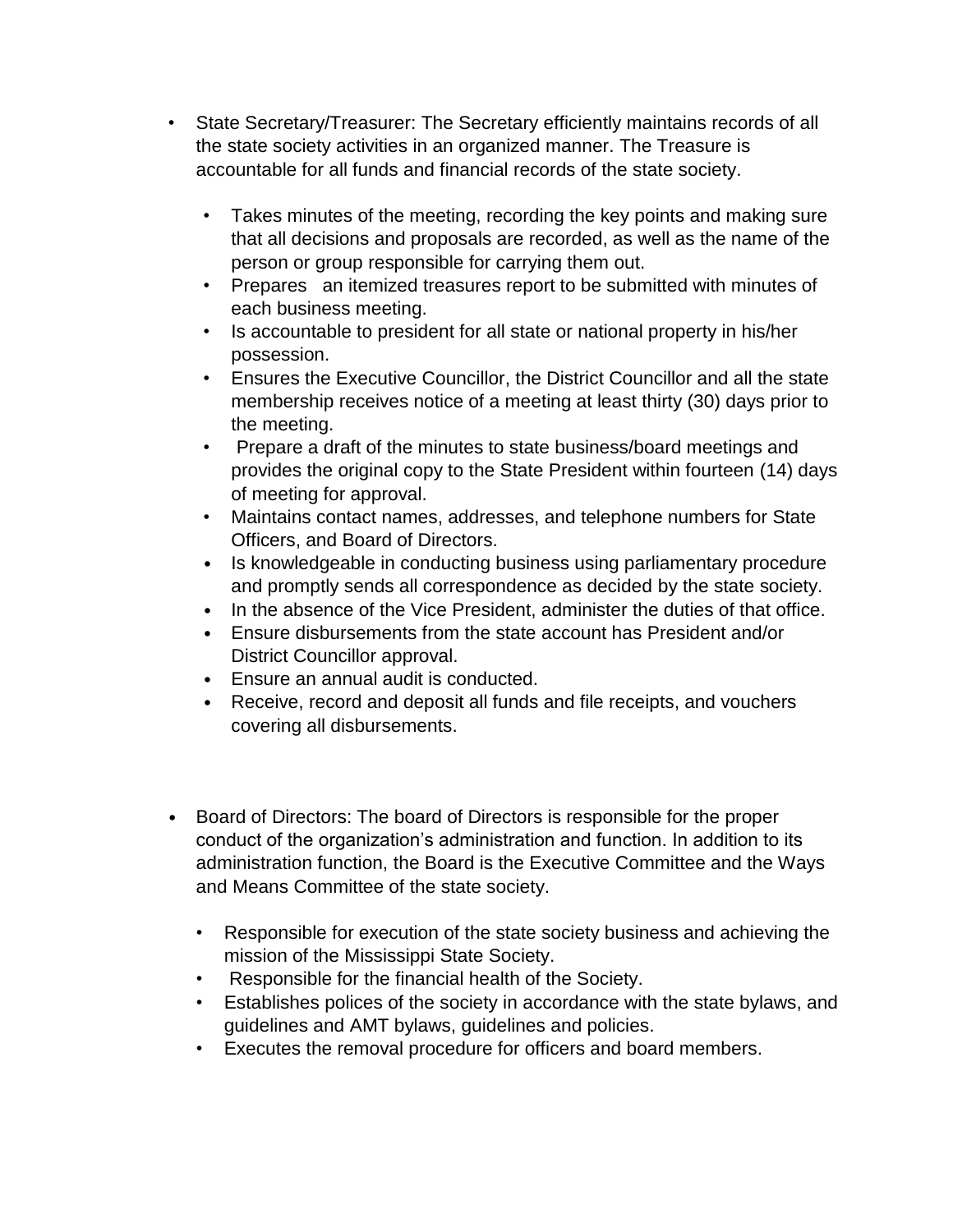- State Secretary/Treasurer: The Secretary efficiently maintains records of all the state society activities in an organized manner. The Treasure is accountable for all funds and financial records of the state society.
  - Takes minutes of the meeting, recording the key points and making sure that all decisions and proposals are recorded, as well as the name of the person or group responsible for carrying them out.
  - Prepares an itemized treasures report to be submitted with minutes of each business meeting.
  - Is accountable to president for all state or national property in his/her possession.
  - Ensures the Executive Councillor, the District Councillor and all the state membership receives notice of a meeting at least thirty (30) days prior to the meeting.
  - Prepare a draft of the minutes to state business/board meetings and provides the original copy to the State President within fourteen (14) days of meeting for approval.
  - Maintains contact names, addresses, and telephone numbers for State Officers, and Board of Directors.
  - Is knowledgeable in conducting business using parliamentary procedure and promptly sends all correspondence as decided by the state society.
  - In the absence of the Vice President, administer the duties of that office.
  - Ensure disbursements from the state account has President and/or District Councillor approval.
  - Ensure an annual audit is conducted.
  - Receive, record and deposit all funds and file receipts, and vouchers covering all disbursements.

- Board of Directors: The board of Directors is responsible for the proper conduct of the organization's administration and function. In addition to its administration function, the Board is the Executive Committee and the Ways and Means Committee of the state society.
  - Responsible for execution of the state society business and achieving the mission of the Mississippi State Society.
  - Responsible for the financial health of the Society.
  - Establishes polices of the society in accordance with the state bylaws, and guidelines and AMT bylaws, guidelines and policies.
  - Executes the removal procedure for officers and board members.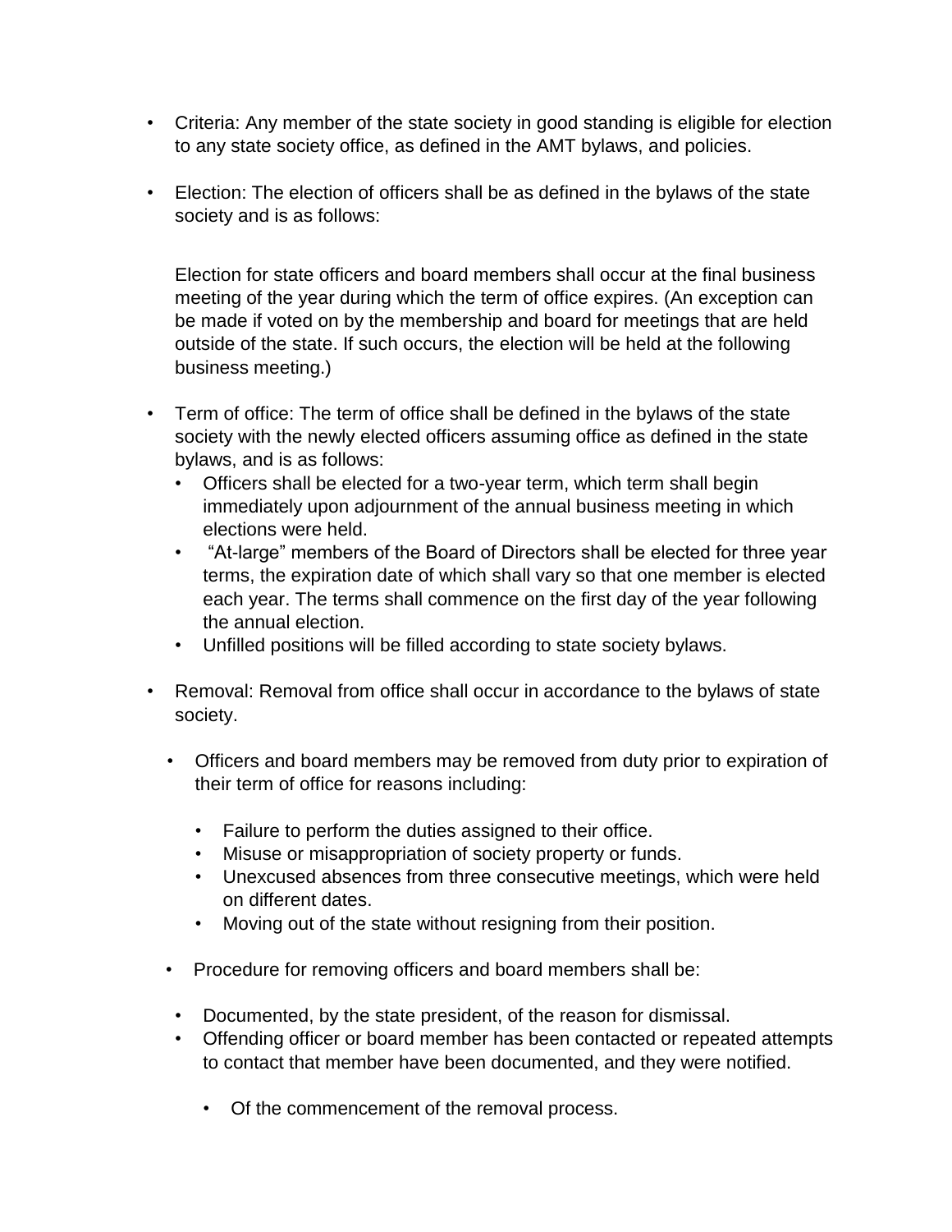- Criteria: Any member of the state society in good standing is eligible for election to any state society office, as defined in the AMT bylaws, and policies.

- Election: The election of officers shall be as defined in the bylaws of the state society and is as follows:

  Election for state officers and board members shall occur at the final business meeting of the year during which the term of office expires. (An exception can be made if voted on by the membership and board for meetings that are held outside of the state. If such occurs, the election will be held at the following business meeting.)

- Term of office: The term of office shall be defined in the bylaws of the state society with the newly elected officers assuming office as defined in the state bylaws, and is as follows:
  - Officers shall be elected for a two-year term, which term shall begin immediately upon adjournment of the annual business meeting in which elections were held.
  - "At-large" members of the Board of Directors shall be elected for three year terms, the expiration date of which shall vary so that one member is elected each year. The terms shall commence on the first day of the year following the annual election.
  - Unfilled positions will be filled according to state society bylaws.

- Removal: Removal from office shall occur in accordance to the bylaws of state society.

  - Officers and board members may be removed from duty prior to expiration of their term of office for reasons including:

    - Failure to perform the duties assigned to their office.
    - Misuse or misappropriation of society property or funds.
    - Unexcused absences from three consecutive meetings, which were held on different dates.
    - Moving out of the state without resigning from their position.

  - Procedure for removing officers and board members shall be:

    - Documented, by the state president, of the reason for dismissal.
    - Offending officer or board member has been contacted or repeated attempts to contact that member have been documented, and they were notified.

      - Of the commencement of the removal process.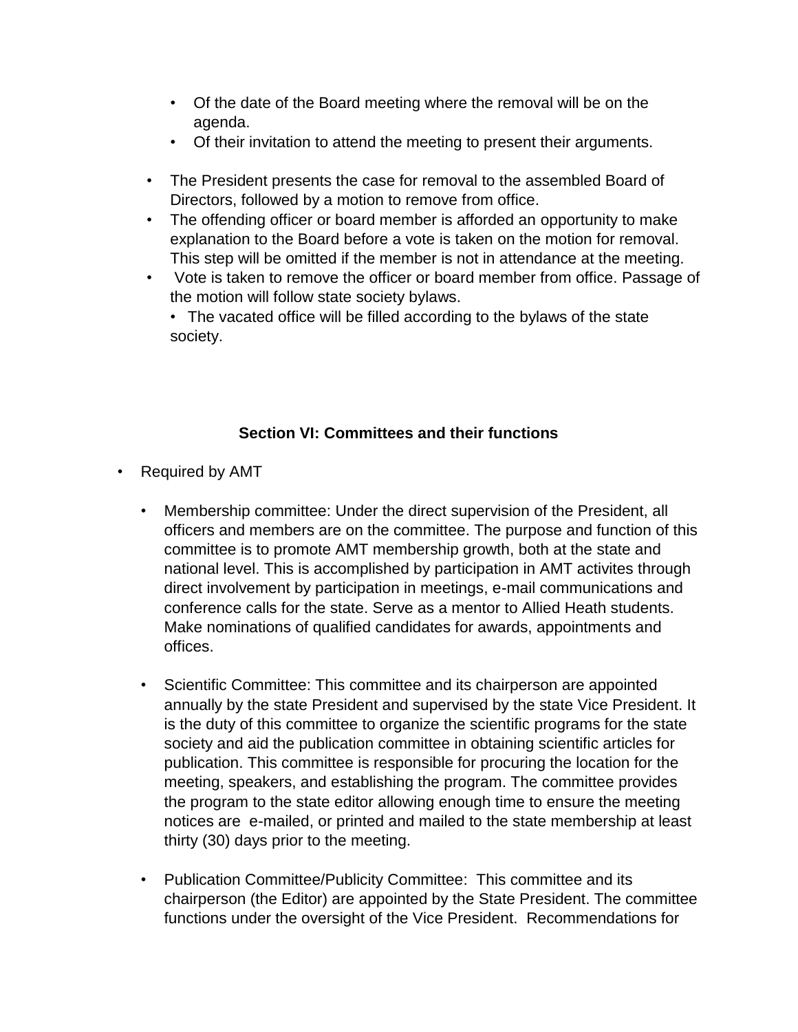- Of the date of the Board meeting where the removal will be on the agenda.
    - Of their invitation to attend the meeting to present their arguments.

- The President presents the case for removal to the assembled Board of Directors, followed by a motion to remove from office.
- The offending officer or board member is afforded an opportunity to make explanation to the Board before a vote is taken on the motion for removal. This step will be omitted if the member is not in attendance at the meeting.
- Vote is taken to remove the officer or board member from office. Passage of the motion will follow state society bylaws.
  - The vacated office will be filled according to the bylaws of the state society.

## Section VI: Committees and their functions

- Required by AMT
  - Membership committee: Under the direct supervision of the President, all officers and members are on the committee. The purpose and function of this committee is to promote AMT membership growth, both at the state and national level. This is accomplished by participation in AMT activites through direct involvement by participation in meetings, e-mail communications and conference calls for the state. Serve as a mentor to Allied Heath students. Make nominations of qualified candidates for awards, appointments and offices.

  - Scientific Committee: This committee and its chairperson are appointed annually by the state President and supervised by the state Vice President. It is the duty of this committee to organize the scientific programs for the state society and aid the publication committee in obtaining scientific articles for publication. This committee is responsible for procuring the location for the meeting, speakers, and establishing the program. The committee provides the program to the state editor allowing enough time to ensure the meeting notices are e-mailed, or printed and mailed to the state membership at least thirty (30) days prior to the meeting.

  - Publication Committee/Publicity Committee: This committee and its chairperson (the Editor) are appointed by the State President. The committee functions under the oversight of the Vice President. Recommendations for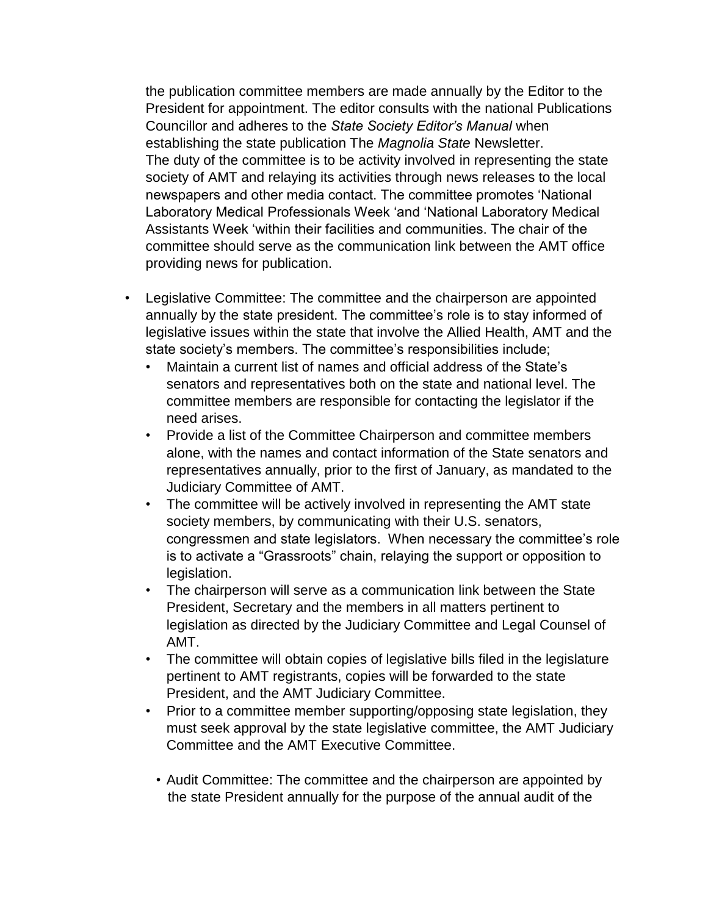the publication committee members are made annually by the Editor to the President for appointment. The editor consults with the national Publications Councillor and adheres to the *State Society Editor's Manual* when establishing the state publication The *Magnolia State* Newsletter. The duty of the committee is to be activity involved in representing the state society of AMT and relaying its activities through news releases to the local newspapers and other media contact. The committee promotes 'National Laboratory Medical Professionals Week 'and 'National Laboratory Medical Assistants Week 'within their facilities and communities. The chair of the committee should serve as the communication link between the AMT office providing news for publication.

- Legislative Committee: The committee and the chairperson are appointed annually by the state president. The committee's role is to stay informed of legislative issues within the state that involve the Allied Health, AMT and the state society's members. The committee's responsibilities include;
  - Maintain a current list of names and official address of the State's senators and representatives both on the state and national level. The committee members are responsible for contacting the legislator if the need arises.
  - Provide a list of the Committee Chairperson and committee members alone, with the names and contact information of the State senators and representatives annually, prior to the first of January, as mandated to the Judiciary Committee of AMT.
  - The committee will be actively involved in representing the AMT state society members, by communicating with their U.S. senators, congressmen and state legislators. When necessary the committee's role is to activate a "Grassroots" chain, relaying the support or opposition to legislation.
  - The chairperson will serve as a communication link between the State President, Secretary and the members in all matters pertinent to legislation as directed by the Judiciary Committee and Legal Counsel of AMT.
  - The committee will obtain copies of legislative bills filed in the legislature pertinent to AMT registrants, copies will be forwarded to the state President, and the AMT Judiciary Committee.
  - Prior to a committee member supporting/opposing state legislation, they must seek approval by the state legislative committee, the AMT Judiciary Committee and the AMT Executive Committee.

- Audit Committee: The committee and the chairperson are appointed by the state President annually for the purpose of the annual audit of the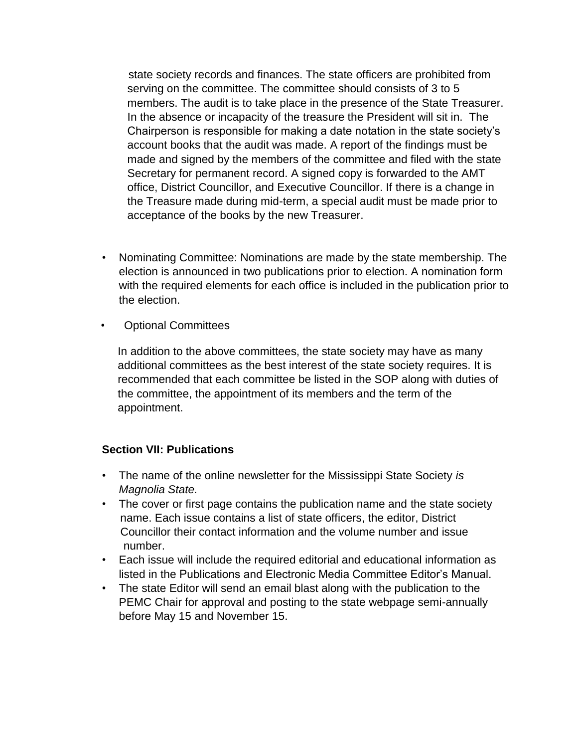state society records and finances. The state officers are prohibited from serving on the committee. The committee should consists of 3 to 5 members. The audit is to take place in the presence of the State Treasurer. In the absence or incapacity of the treasure the President will sit in. The Chairperson is responsible for making a date notation in the state society's account books that the audit was made. A report of the findings must be made and signed by the members of the committee and filed with the state Secretary for permanent record. A signed copy is forwarded to the AMT office, District Councillor, and Executive Councillor. If there is a change in the Treasure made during mid-term, a special audit must be made prior to acceptance of the books by the new Treasurer.

- Nominating Committee: Nominations are made by the state membership. The election is announced in two publications prior to election. A nomination form with the required elements for each office is included in the publication prior to the election.
- Optional Committees

  In addition to the above committees, the state society may have as many additional committees as the best interest of the state society requires. It is recommended that each committee be listed in the SOP along with duties of the committee, the appointment of its members and the term of the appointment.

**Section VII: Publications**

- The name of the online newsletter for the Mississippi State Society *is Magnolia State.*
- The cover or first page contains the publication name and the state society name. Each issue contains a list of state officers, the editor, District Councillor their contact information and the volume number and issue number.
- Each issue will include the required editorial and educational information as listed in the Publications and Electronic Media Committee Editor's Manual.
- The state Editor will send an email blast along with the publication to the PEMC Chair for approval and posting to the state webpage semi-annually before May 15 and November 15.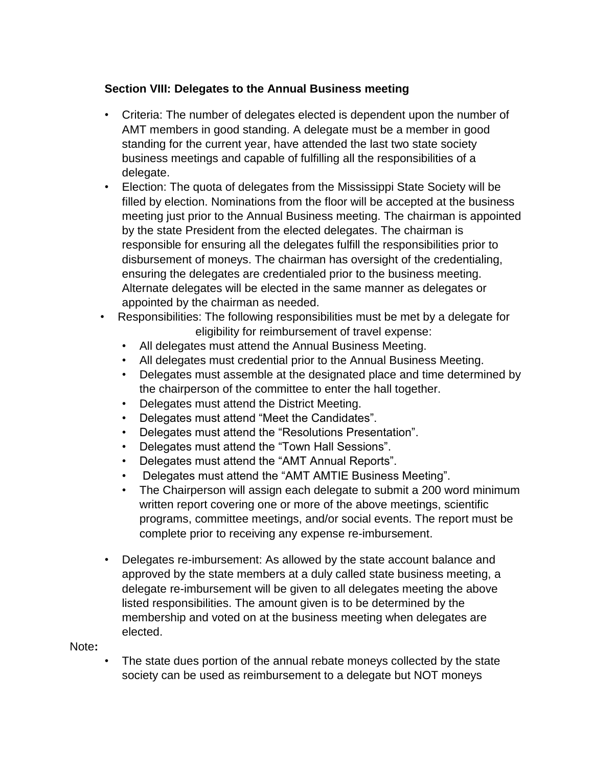**Section VIII: Delegates to the Annual Business meeting**

- Criteria: The number of delegates elected is dependent upon the number of AMT members in good standing. A delegate must be a member in good standing for the current year, have attended the last two state society business meetings and capable of fulfilling all the responsibilities of a delegate.
- Election: The quota of delegates from the Mississippi State Society will be filled by election. Nominations from the floor will be accepted at the business meeting just prior to the Annual Business meeting. The chairman is appointed by the state President from the elected delegates. The chairman is responsible for ensuring all the delegates fulfill the responsibilities prior to disbursement of moneys. The chairman has oversight of the credentialing, ensuring the delegates are credentialed prior to the business meeting. Alternate delegates will be elected in the same manner as delegates or appointed by the chairman as needed.
- Responsibilities: The following responsibilities must be met by a delegate for eligibility for reimbursement of travel expense:
  - All delegates must attend the Annual Business Meeting.
  - All delegates must credential prior to the Annual Business Meeting.
  - Delegates must assemble at the designated place and time determined by the chairperson of the committee to enter the hall together.
  - Delegates must attend the District Meeting.
  - Delegates must attend "Meet the Candidates".
  - Delegates must attend the "Resolutions Presentation".
  - Delegates must attend the "Town Hall Sessions".
  - Delegates must attend the "AMT Annual Reports".
  - Delegates must attend the "AMT AMTIE Business Meeting".
  - The Chairperson will assign each delegate to submit a 200 word minimum written report covering one or more of the above meetings, scientific programs, committee meetings, and/or social events. The report must be complete prior to receiving any expense re-imbursement.
- Delegates re-imbursement: As allowed by the state account balance and approved by the state members at a duly called state business meeting, a delegate re-imbursement will be given to all delegates meeting the above listed responsibilities. The amount given is to be determined by the membership and voted on at the business meeting when delegates are elected.

Note**:**

- The state dues portion of the annual rebate moneys collected by the state society can be used as reimbursement to a delegate but NOT moneys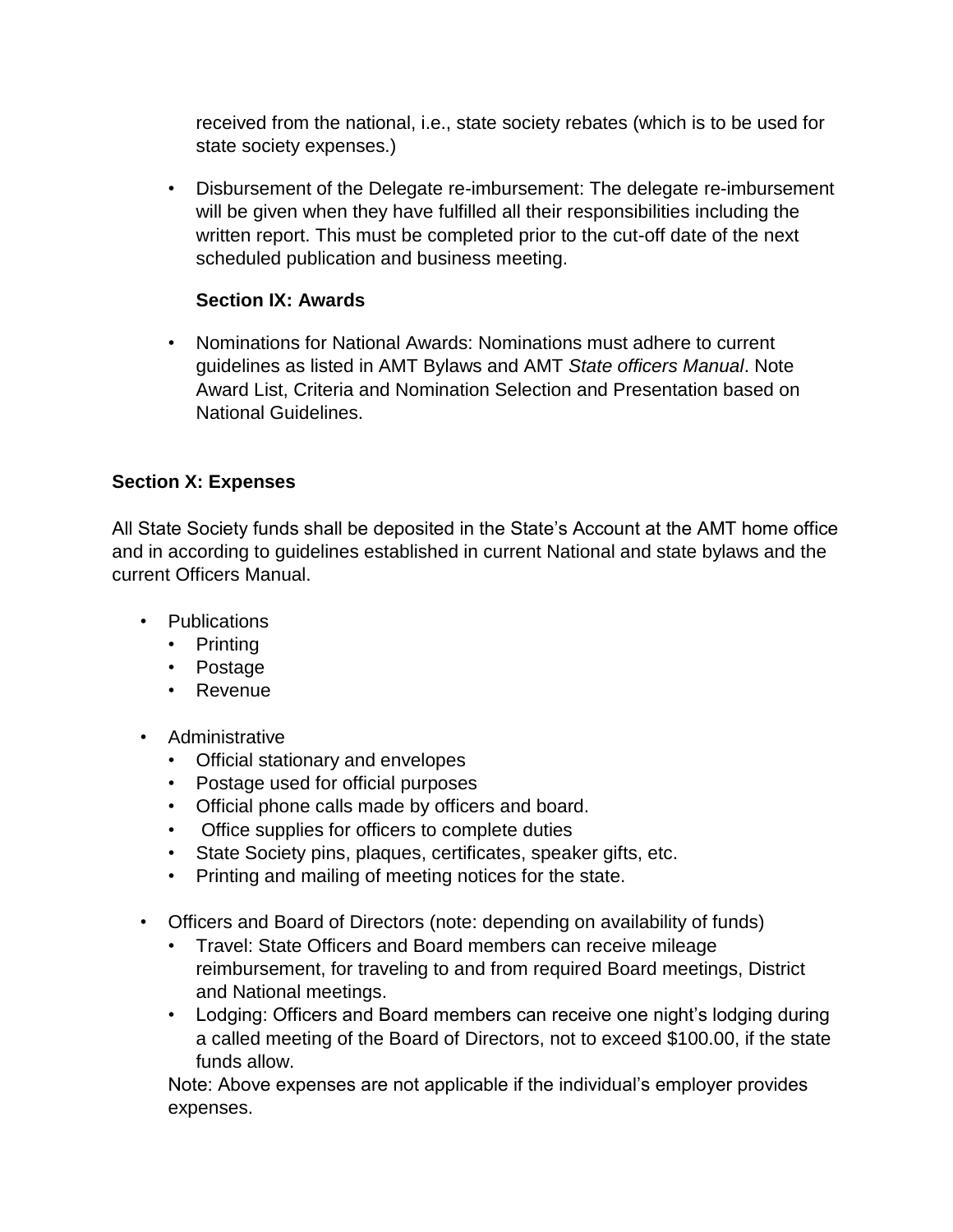received from the national, i.e., state society rebates (which is to be used for state society expenses.)

- Disbursement of the Delegate re-imbursement: The delegate re-imbursement will be given when they have fulfilled all their responsibilities including the written report. This must be completed prior to the cut-off date of the next scheduled publication and business meeting.

**Section IX: Awards**

- Nominations for National Awards: Nominations must adhere to current guidelines as listed in AMT Bylaws and AMT *State officers Manual*. Note Award List, Criteria and Nomination Selection and Presentation based on National Guidelines.

**Section X: Expenses**

All State Society funds shall be deposited in the State's Account at the AMT home office and in according to guidelines established in current National and state bylaws and the current Officers Manual.

- Publications
  - Printing
  - Postage
  - Revenue

- Administrative
  - Official stationary and envelopes
  - Postage used for official purposes
  - Official phone calls made by officers and board.
  - Office supplies for officers to complete duties
  - State Society pins, plaques, certificates, speaker gifts, etc.
  - Printing and mailing of meeting notices for the state.

- Officers and Board of Directors (note: depending on availability of funds)
  - Travel: State Officers and Board members can receive mileage reimbursement, for traveling to and from required Board meetings, District and National meetings.
  - Lodging: Officers and Board members can receive one night's lodging during a called meeting of the Board of Directors, not to exceed $100.00, if the state funds allow.

  Note: Above expenses are not applicable if the individual's employer provides expenses.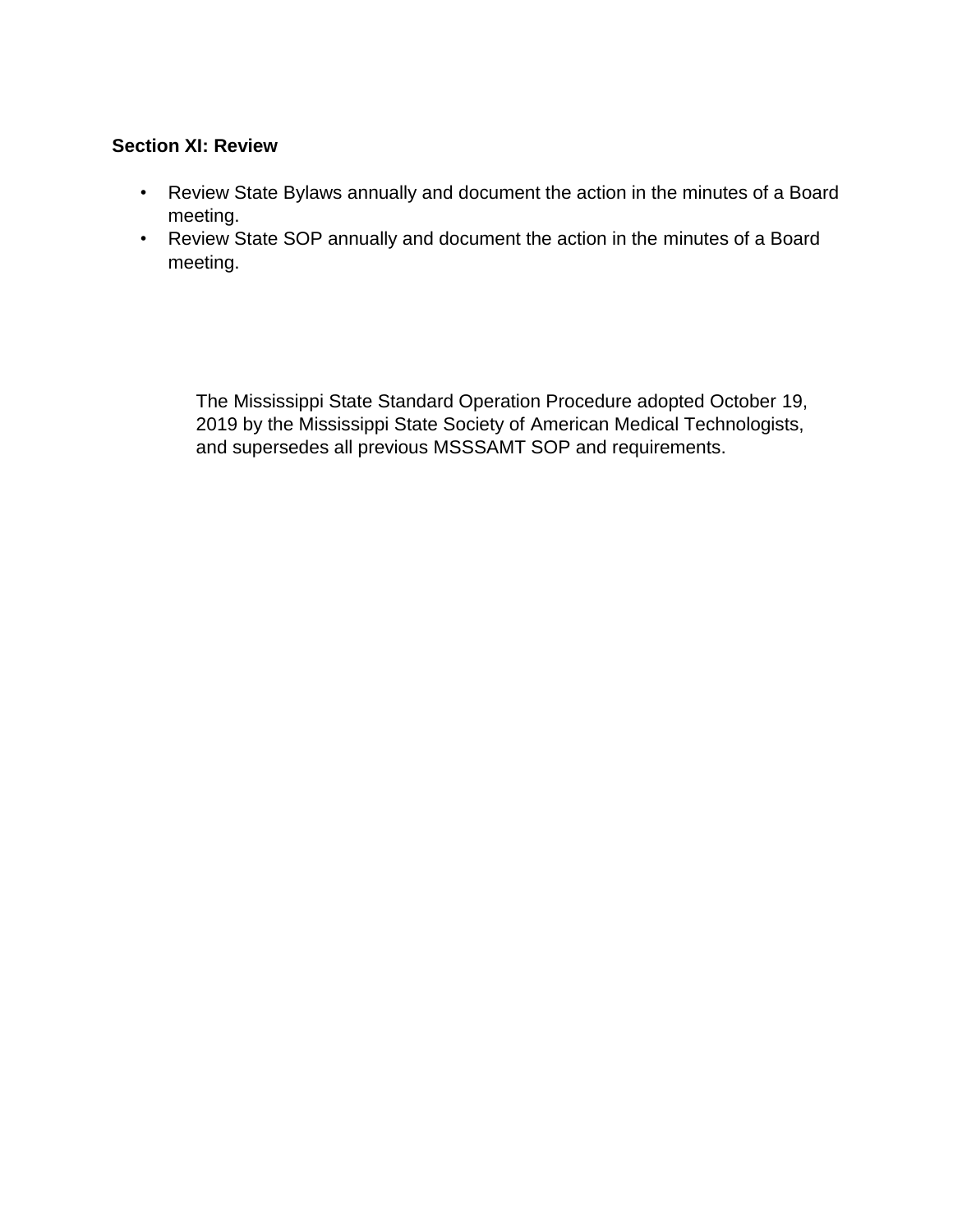**Section XI: Review**

- Review State Bylaws annually and document the action in the minutes of a Board meeting.
- Review State SOP annually and document the action in the minutes of a Board meeting.

The Mississippi State Standard Operation Procedure adopted October 19, 2019 by the Mississippi State Society of American Medical Technologists, and supersedes all previous MSSSAMT SOP and requirements.